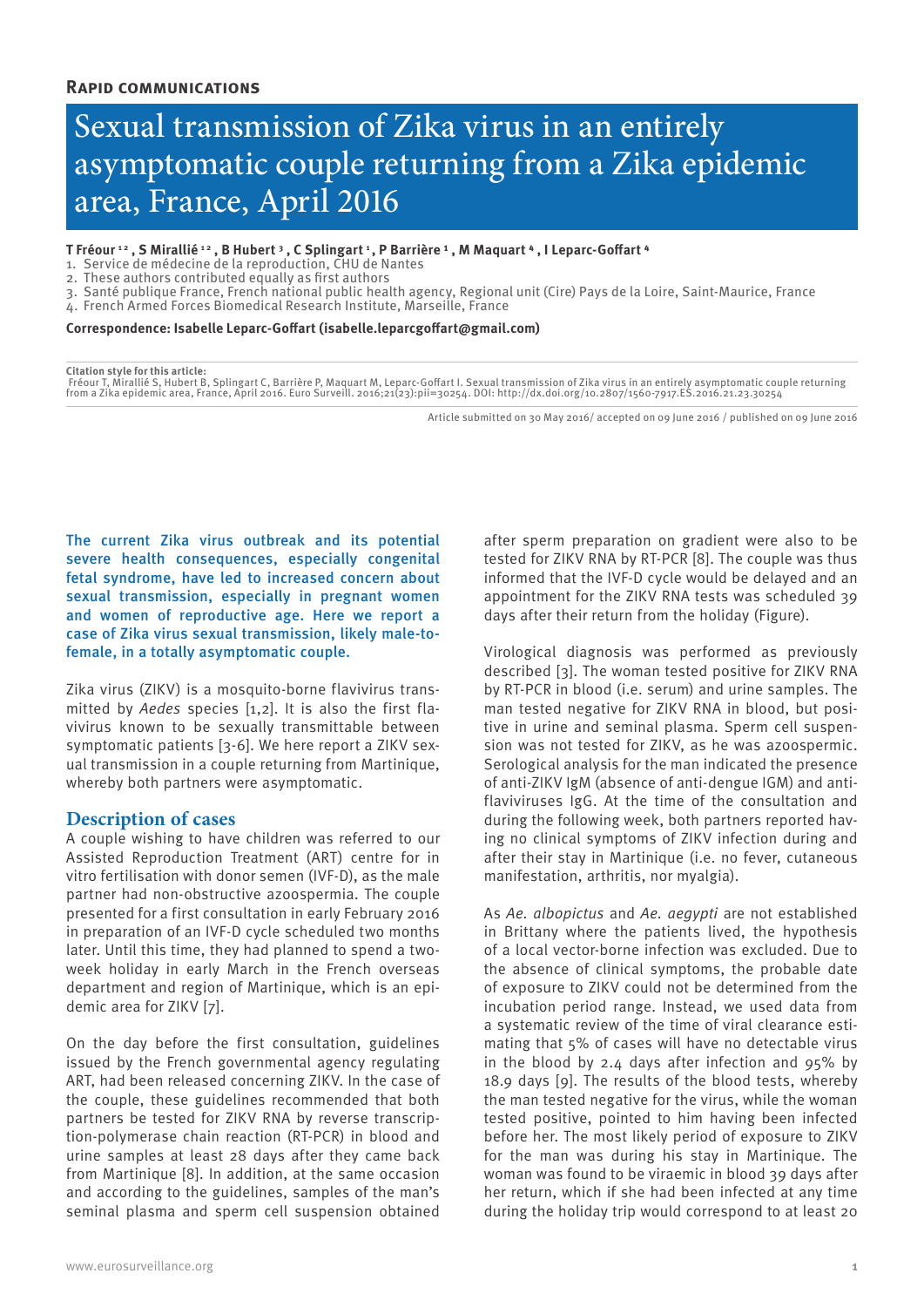**Rapid communications**

# Sexual transmission of Zika virus in an entirely asymptomatic couple returning from a Zika epidemic area, France, April 2016

**T Fréour [1,2] , S Mirallié [1,2] , B Hubert [3] , C Splingart [1] , P Barrière [1] , M Maquart [4] , I Leparc-Goffart [4]**

1. Service de médecine de la reproduction, CHU de Nantes
2. These authors contributed equally as first authors
3. Santé publique France, French national public health agency, Regional unit (Cire) Pays de la Loire, Saint-Maurice, France
4. French Armed Forces Biomedical Research Institute, Marseille, France

**Correspondence: Isabelle Leparc-Goffart (isabelle.leparcgoffart@gmail.com)**

**Citation style for this article:**
Fréour T, Mirallié S, Hubert B, Splingart C, Barrière P, Maquart M, Leparc-Goffart I. Sexual transmission of Zika virus in an entirely asymptomatic couple returning from a Zika epidemic area, France, April 2016. Euro Surveill. 2016;21(23):pii=30254. DOI: http://dx.doi.org/10.2807/1560-7917.ES.2016.21.23.30254

Article submitted on 30 May 2016/ accepted on 09 June 2016 / published on 09 June 2016

The current Zika virus outbreak and its potential severe health consequences, especially congenital fetal syndrome, have led to increased concern about sexual transmission, especially in pregnant women and women of reproductive age. Here we report a case of Zika virus sexual transmission, likely male-to-female, in a totally asymptomatic couple.

Zika virus (ZIKV) is a mosquito-borne flavivirus transmitted by *Aedes* species [1,2]. It is also the first flavivirus known to be sexually transmittable between symptomatic patients [3-6]. We here report a ZIKV sexual transmission in a couple returning from Martinique, whereby both partners were asymptomatic.

## Description of cases

A couple wishing to have children was referred to our Assisted Reproduction Treatment (ART) centre for in vitro fertilisation with donor semen (IVF-D), as the male partner had non-obstructive azoospermia. The couple presented for a first consultation in early February 2016 in preparation of an IVF-D cycle scheduled two months later. Until this time, they had planned to spend a two-week holiday in early March in the French overseas department and region of Martinique, which is an epidemic area for ZIKV [7].

On the day before the first consultation, guidelines issued by the French governmental agency regulating ART, had been released concerning ZIKV. In the case of the couple, these guidelines recommended that both partners be tested for ZIKV RNA by reverse transcription-polymerase chain reaction (RT-PCR) in blood and urine samples at least 28 days after they came back from Martinique [8]. In addition, at the same occasion and according to the guidelines, samples of the man's seminal plasma and sperm cell suspension obtained after sperm preparation on gradient were also to be tested for ZIKV RNA by RT-PCR [8]. The couple was thus informed that the IVF-D cycle would be delayed and an appointment for the ZIKV RNA tests was scheduled 39 days after their return from the holiday (Figure).

Virological diagnosis was performed as previously described [3]. The woman tested positive for ZIKV RNA by RT-PCR in blood (i.e. serum) and urine samples. The man tested negative for ZIKV RNA in blood, but positive in urine and seminal plasma. Sperm cell suspension was not tested for ZIKV, as he was azoospermic. Serological analysis for the man indicated the presence of anti-ZIKV IgM (absence of anti-dengue IGM) and anti-flaviviruses IgG. At the time of the consultation and during the following week, both partners reported having no clinical symptoms of ZIKV infection during and after their stay in Martinique (i.e. no fever, cutaneous manifestation, arthritis, nor myalgia).

As *Ae. albopictus* and *Ae. aegypti* are not established in Brittany where the patients lived, the hypothesis of a local vector-borne infection was excluded. Due to the absence of clinical symptoms, the probable date of exposure to ZIKV could not be determined from the incubation period range. Instead, we used data from a systematic review of the time of viral clearance estimating that 5% of cases will have no detectable virus in the blood by 2.4 days after infection and 95% by 18.9 days [9]. The results of the blood tests, whereby the man tested negative for the virus, while the woman tested positive, pointed to him having been infected before her. The most likely period of exposure to ZIKV for the man was during his stay in Martinique. The woman was found to be viraemic in blood 39 days after her return, which if she had been infected at any time during the holiday trip would correspond to at least 20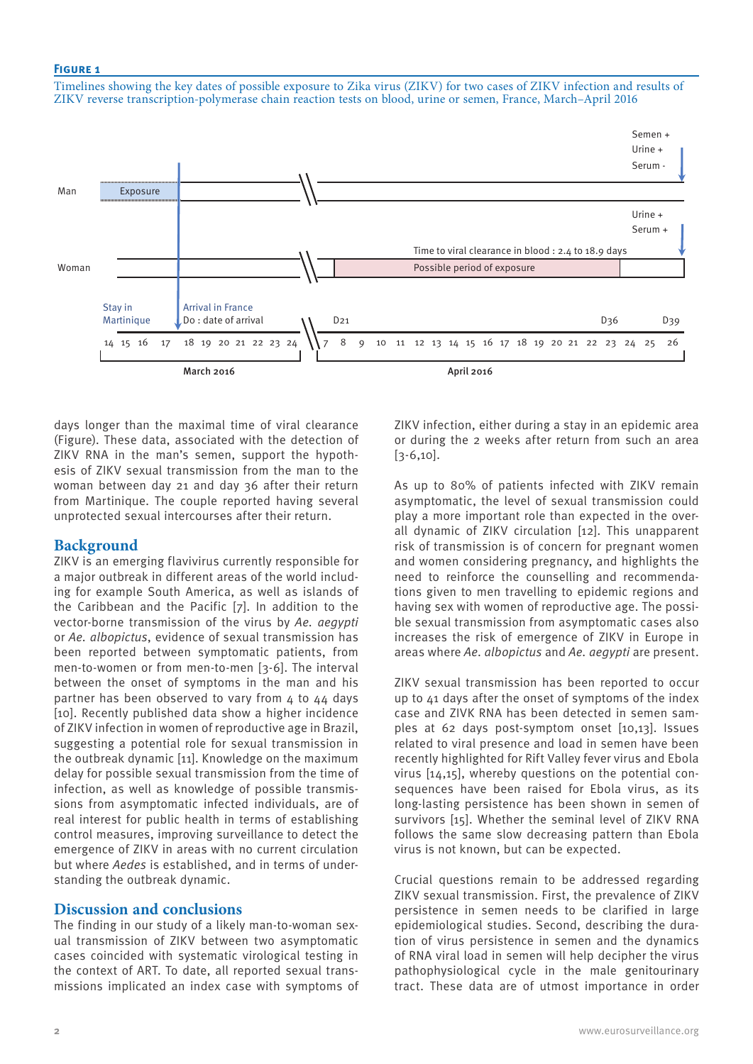**Figure 1**

Timelines showing the key dates of possible exposure to Zika virus (ZIKV) for two cases of ZIKV infection and results of ZIKV reverse transcription-polymerase chain reaction tests on blood, urine or semen, France, March–April 2016

days longer than the maximal time of viral clearance (Figure). These data, associated with the detection of ZIKV RNA in the man's semen, support the hypothesis of ZIKV sexual transmission from the man to the woman between day 21 and day 36 after their return from Martinique. The couple reported having several unprotected sexual intercourses after their return.

## Background

ZIKV is an emerging flavivirus currently responsible for a major outbreak in different areas of the world including for example South America, as well as islands of the Caribbean and the Pacific [7]. In addition to the vector-borne transmission of the virus by *Ae. aegypti* or *Ae. albopictus*, evidence of sexual transmission has been reported between symptomatic patients, from men-to-women or from men-to-men [3-6]. The interval between the onset of symptoms in the man and his partner has been observed to vary from 4 to 44 days [10]. Recently published data show a higher incidence of ZIKV infection in women of reproductive age in Brazil, suggesting a potential role for sexual transmission in the outbreak dynamic [11]. Knowledge on the maximum delay for possible sexual transmission from the time of infection, as well as knowledge of possible transmissions from asymptomatic infected individuals, are of real interest for public health in terms of establishing control measures, improving surveillance to detect the emergence of ZIKV in areas with no current circulation but where *Aedes* is established, and in terms of understanding the outbreak dynamic.

## Discussion and conclusions

The finding in our study of a likely man-to-woman sexual transmission of ZIKV between two asymptomatic cases coincided with systematic virological testing in the context of ART. To date, all reported sexual transmissions implicated an index case with symptoms of ZIKV infection, either during a stay in an epidemic area or during the 2 weeks after return from such an area [3-6,10].

As up to 80% of patients infected with ZIKV remain asymptomatic, the level of sexual transmission could play a more important role than expected in the overall dynamic of ZIKV circulation [12]. This unapparent risk of transmission is of concern for pregnant women and women considering pregnancy, and highlights the need to reinforce the counselling and recommendations given to men travelling to epidemic regions and having sex with women of reproductive age. The possible sexual transmission from asymptomatic cases also increases the risk of emergence of ZIKV in Europe in areas where *Ae. albopictus* and *Ae. aegypti* are present.

ZIKV sexual transmission has been reported to occur up to 41 days after the onset of symptoms of the index case and ZIVK RNA has been detected in semen samples at 62 days post-symptom onset [10,13]. Issues related to viral presence and load in semen have been recently highlighted for Rift Valley fever virus and Ebola virus [14,15], whereby questions on the potential consequences have been raised for Ebola virus, as its long-lasting persistence has been shown in semen of survivors [15]. Whether the seminal level of ZIKV RNA follows the same slow decreasing pattern than Ebola virus is not known, but can be expected.

Crucial questions remain to be addressed regarding ZIKV sexual transmission. First, the prevalence of ZIKV persistence in semen needs to be clarified in large epidemiological studies. Second, describing the duration of virus persistence in semen and the dynamics of RNA viral load in semen will help decipher the virus pathophysiological cycle in the male genitourinary tract. These data are of utmost importance in order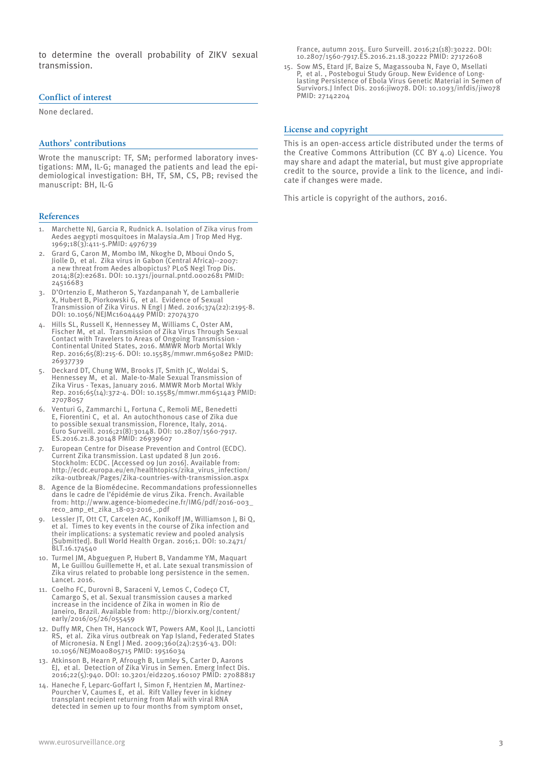to determine the overall probability of ZIKV sexual transmission.

## Conflict of interest

None declared.

## Authors' contributions

Wrote the manuscript: TF, SM; performed laboratory investigations: MM, IL-G; managed the patients and lead the epidemiological investigation: BH, TF, SM, CS, PB; revised the manuscript: BH, IL-G

## References

1. Marchette NJ, Garcia R, Rudnick A. Isolation of Zika virus from Aedes aegypti mosquitoes in Malaysia.Am J Trop Med Hyg. 1969;18(3):411-5.PMID: 4976739
2. Grard G, Caron M, Mombo IM, Nkoghe D, Mboui Ondo S, Jiolle D, et al. Zika virus in Gabon (Central Africa)--2007: a new threat from Aedes albopictus? PLoS Negl Trop Dis. 2014;8(2):e2681. DOI: 10.1371/journal.pntd.0002681 PMID: 24516683
3. D'Ortenzio E, Matheron S, Yazdanpanah Y, de Lamballerie X, Hubert B, Piorkowski G, et al. Evidence of Sexual Transmission of Zika Virus. N Engl J Med. 2016;374(22):2195-8. DOI: 10.1056/NEJMc1604449 PMID: 27074370
4. Hills SL, Russell K, Hennessey M, Williams C, Oster AM, Fischer M, et al. Transmission of Zika Virus Through Sexual Contact with Travelers to Areas of Ongoing Transmission - Continental United States, 2016. MMWR Morb Mortal Wkly Rep. 2016;65(8):215-6. DOI: 10.15585/mmwr.mm6508e2 PMID: 26937739
5. Deckard DT, Chung WM, Brooks JT, Smith JC, Woldai S, Hennessey M, et al. Male-to-Male Sexual Transmission of Zika Virus - Texas, January 2016. MMWR Morb Mortal Wkly Rep. 2016;65(14):372-4. DOI: 10.15585/mmwr.mm6514a3 PMID: 27078057
6. Venturi G, Zammarchi L, Fortuna C, Remoli ME, Benedetti E, Fiorentini C, et al. An autochthonous case of Zika due to possible sexual transmission, Florence, Italy, 2014. Euro Surveill. 2016;21(8):30148. DOI: 10.2807/1560-7917.ES.2016.21.8.30148 PMID: 26939607
7. European Centre for Disease Prevention and Control (ECDC). Current Zika transmission. Last updated 8 Jun 2016. Stockholm: ECDC. [Accessed 09 Jun 2016]. Available from: http://ecdc.europa.eu/en/healthtopics/zika_virus_infection/zika-outbreak/Pages/Zika-countries-with-transmission.aspx
8. Agence de la Biomédecine. Recommandations professionnelles dans le cadre de l'épidémie de virus Zika. French. Available from: http://www.agence-biomedecine.fr/IMG/pdf/2016-003_reco_amp_et_zika_18-03-2016_.pdf
9. Lessler JT, Ott CT, Carcelen AC, Konikoff JM, Williamson J, Bi Q, et al. Times to key events in the course of Zika infection and their implications: a systematic review and pooled analysis [Submitted]. Bull World Health Organ. 2016;1. DOI: 10.2471/BLT.16.174540
10. Turmel JM, Abgueguen P, Hubert B, Vandamme YM, Maquart M, Le Guillou Guillemette H, et al. Late sexual transmission of Zika virus related to probable long persistence in the semen. Lancet. 2016.
11. Coelho FC, Durovni B, Saraceni V, Lemos C, Codeço CT, Camargo S, et al. Sexual transmission causes a marked increase in the incidence of Zika in women in Rio de Janeiro, Brazil. Available from: http://biorxiv.org/content/early/2016/05/26/055459
12. Duffy MR, Chen TH, Hancock WT, Powers AM, Kool JL, Lanciotti RS, et al. Zika virus outbreak on Yap Island, Federated States of Micronesia. N Engl J Med. 2009;360(24):2536-43. DOI: 10.1056/NEJMoa0805715 PMID: 19516034
13. Atkinson B, Hearn P, Afrough B, Lumley S, Carter D, Aarons EJ, et al. Detection of Zika Virus in Semen. Emerg Infect Dis. 2016;22(5):940. DOI: 10.3201/eid2205.160107 PMID: 27088817
14. Haneche F, Leparc-Goffart I, Simon F, Hentzien M, Martinez-Pourcher V, Caumes E, et al. Rift Valley fever in kidney transplant recipient returning from Mali with viral RNA detected in semen up to four months from symptom onset, France, autumn 2015. Euro Surveill. 2016;21(18):30222. DOI: 10.2807/1560-7917.ES.2016.21.18.30222 PMID: 27172608
15. Sow MS, Etard JF, Baize S, Magassouba N, Faye O, Msellati P, et al. , Postebogui Study Group. New Evidence of Long-lasting Persistence of Ebola Virus Genetic Material in Semen of Survivors.J Infect Dis. 2016:jiw078. DOI: 10.1093/infdis/jiw078 PMID: 27142204

## License and copyright

This is an open-access article distributed under the terms of the Creative Commons Attribution (CC BY 4.0) Licence. You may share and adapt the material, but must give appropriate credit to the source, provide a link to the licence, and indicate if changes were made.

This article is copyright of the authors, 2016.